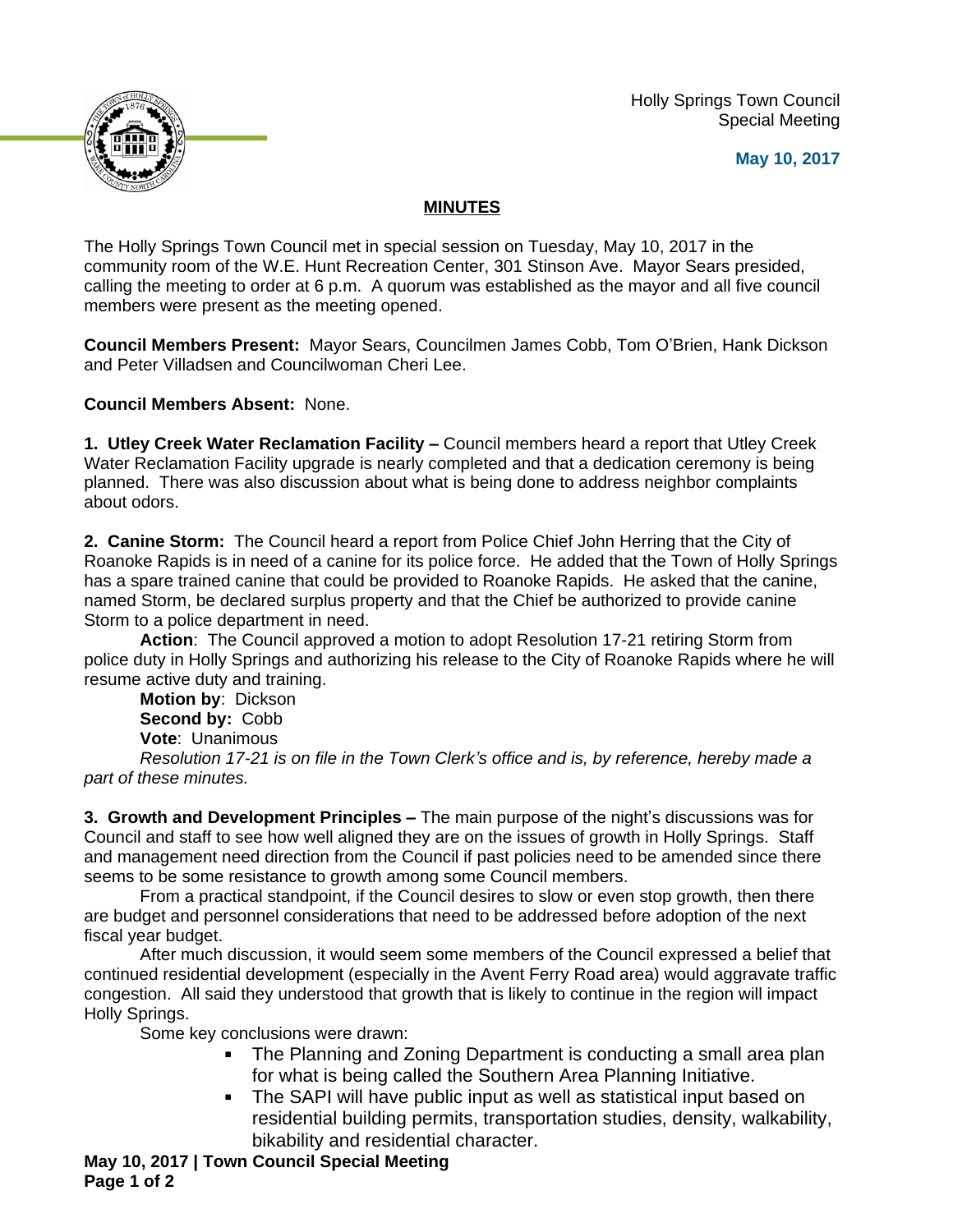Holly Springs Town Council
Special Meeting

**May 10, 2017**

## MINUTES

The Holly Springs Town Council met in special session on Tuesday, May 10, 2017 in the community room of the W.E. Hunt Recreation Center, 301 Stinson Ave. Mayor Sears presided, calling the meeting to order at 6 p.m. A quorum was established as the mayor and all five council members were present as the meeting opened.

**Council Members Present:** Mayor Sears, Councilmen James Cobb, Tom O'Brien, Hank Dickson and Peter Villadsen and Councilwoman Cheri Lee.

**Council Members Absent:** None.

**1. Utley Creek Water Reclamation Facility –** Council members heard a report that Utley Creek Water Reclamation Facility upgrade is nearly completed and that a dedication ceremony is being planned. There was also discussion about what is being done to address neighbor complaints about odors.

**2. Canine Storm:** The Council heard a report from Police Chief John Herring that the City of Roanoke Rapids is in need of a canine for its police force. He added that the Town of Holly Springs has a spare trained canine that could be provided to Roanoke Rapids. He asked that the canine, named Storm, be declared surplus property and that the Chief be authorized to provide canine Storm to a police department in need.

**Action**: The Council approved a motion to adopt Resolution 17-21 retiring Storm from police duty in Holly Springs and authorizing his release to the City of Roanoke Rapids where he will resume active duty and training.

**Motion by**: Dickson
**Second by:** Cobb
**Vote**: Unanimous

*Resolution 17-21 is on file in the Town Clerk's office and is, by reference, hereby made a part of these minutes.*

**3. Growth and Development Principles –** The main purpose of the night's discussions was for Council and staff to see how well aligned they are on the issues of growth in Holly Springs. Staff and management need direction from the Council if past policies need to be amended since there seems to be some resistance to growth among some Council members.

From a practical standpoint, if the Council desires to slow or even stop growth, then there are budget and personnel considerations that need to be addressed before adoption of the next fiscal year budget.

After much discussion, it would seem some members of the Council expressed a belief that continued residential development (especially in the Avent Ferry Road area) would aggravate traffic congestion. All said they understood that growth that is likely to continue in the region will impact Holly Springs.

Some key conclusions were drawn:

- The Planning and Zoning Department is conducting a small area plan for what is being called the Southern Area Planning Initiative.
- The SAPI will have public input as well as statistical input based on residential building permits, transportation studies, density, walkability, bikability and residential character.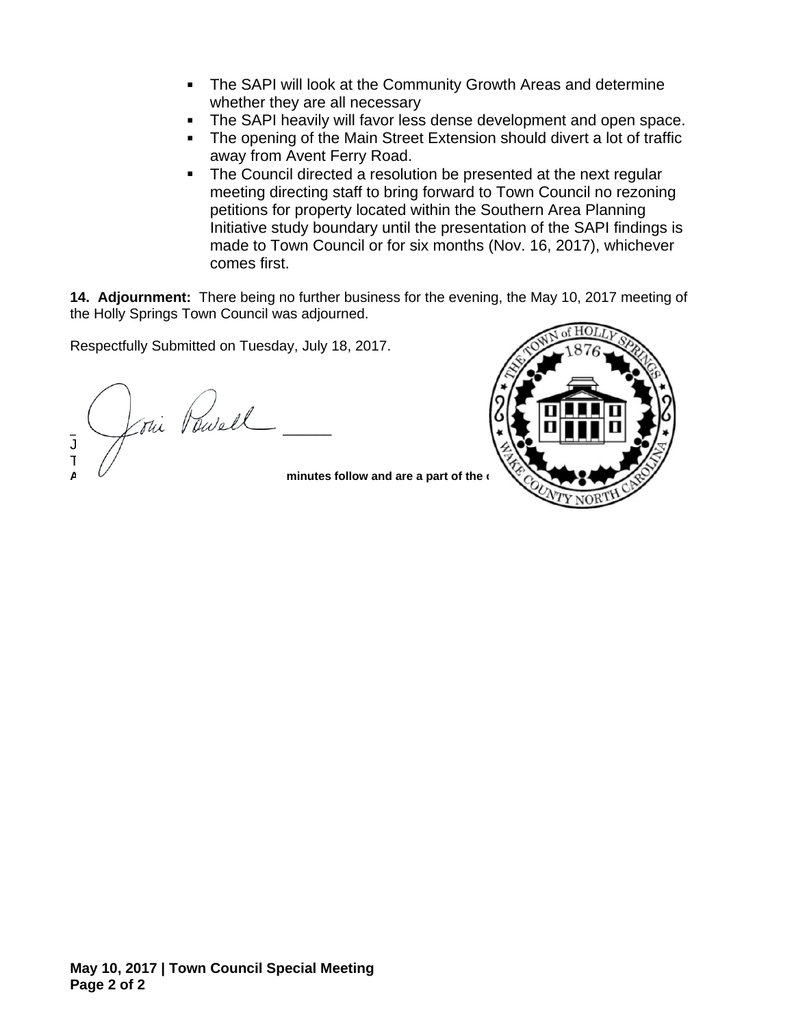- The SAPI will look at the Community Growth Areas and determine whether they are all necessary
- The SAPI heavily will favor less dense development and open space.
- The opening of the Main Street Extension should divert a lot of traffic away from Avent Ferry Road.
- The Council directed a resolution be presented at the next regular meeting directing staff to bring forward to Town Council no rezoning petitions for property located within the Southern Area Planning Initiative study boundary until the presentation of the SAPI findings is made to Town Council or for six months (Nov. 16, 2017), whichever comes first.

**14. Adjournment:** There being no further business for the evening, the May 10, 2017 meeting of the Holly Springs Town Council was adjourned.

Respectfully Submitted on Tuesday, July 18, 2017.

J
T
**A minutes follow and are a part of the**